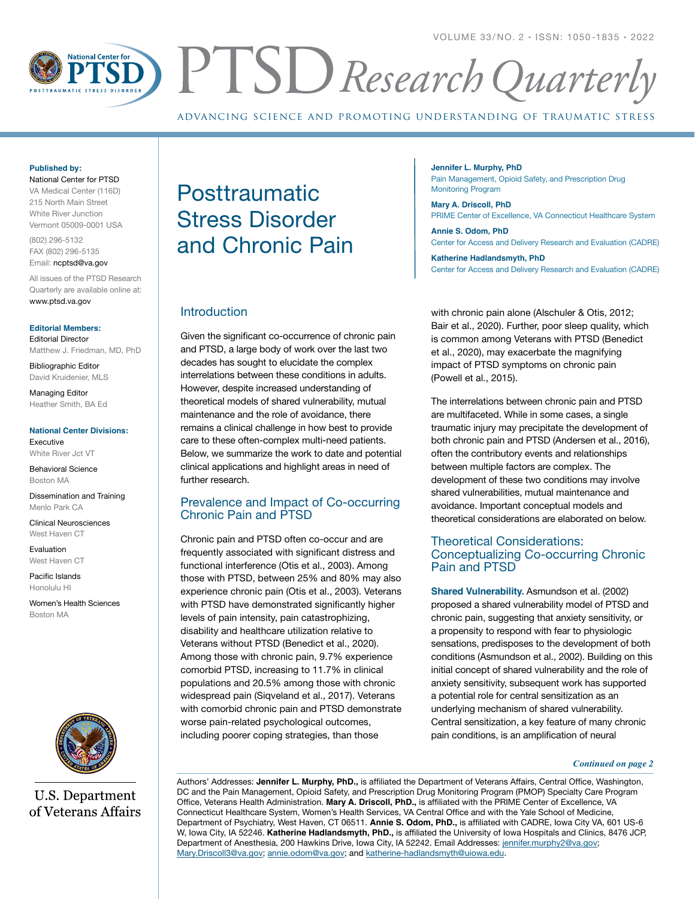# Posttraumatic Stress Disorder and Chronic Pain

**Jennifer L. Murphy, PhD**
Pain Management, Opioid Safety, and Prescription Drug Monitoring Program

**Mary A. Driscoll, PhD**
PRIME Center of Excellence, VA Connecticut Healthcare System

**Annie S. Odom, PhD**
Center for Access and Delivery Research and Evaluation (CADRE)

**Katherine Hadlandsmyth, PhD**
Center for Access and Delivery Research and Evaluation (CADRE)

**Published by:**
National Center for PTSD
VA Medical Center (116D)
215 North Main Street
White River Junction
Vermont 05009-0001 USA

(802) 296-5132
FAX (802) 296-5135
Email: ncptsd@va.gov

All issues of the PTSD Research Quarterly are available online at: www.ptsd.va.gov

**Editorial Members:**
Editorial Director
Matthew J. Friedman, MD, PhD

Bibliographic Editor
David Kruidenier, MLS

Managing Editor
Heather Smith, BA Ed

**National Center Divisions:**
Executive
White River Jct VT

Behavioral Science
Boston MA

Dissemination and Training
Menlo Park CA

Clinical Neurosciences
West Haven CT

Evaluation
West Haven CT

Pacific Islands
Honolulu HI

Women's Health Sciences
Boston MA

U.S. Department of Veterans Affairs

## Introduction

Given the significant co-occurrence of chronic pain and PTSD, a large body of work over the last two decades has sought to elucidate the complex interrelations between these conditions in adults. However, despite increased understanding of theoretical models of shared vulnerability, mutual maintenance and the role of avoidance, there remains a clinical challenge in how best to provide care to these often-complex multi-need patients. Below, we summarize the work to date and potential clinical applications and highlight areas in need of further research.

## Prevalence and Impact of Co-occurring Chronic Pain and PTSD

Chronic pain and PTSD often co-occur and are frequently associated with significant distress and functional interference (Otis et al., 2003). Among those with PTSD, between 25% and 80% may also experience chronic pain (Otis et al., 2003). Veterans with PTSD have demonstrated significantly higher levels of pain intensity, pain catastrophizing, disability and healthcare utilization relative to Veterans without PTSD (Benedict et al., 2020). Among those with chronic pain, 9.7% experience comorbid PTSD, increasing to 11.7% in clinical populations and 20.5% among those with chronic widespread pain (Siqveland et al., 2017). Veterans with comorbid chronic pain and PTSD demonstrate worse pain-related psychological outcomes, including poorer coping strategies, than those with chronic pain alone (Alschuler & Otis, 2012; Bair et al., 2020). Further, poor sleep quality, which is common among Veterans with PTSD (Benedict et al., 2020), may exacerbate the magnifying impact of PTSD symptoms on chronic pain (Powell et al., 2015).

The interrelations between chronic pain and PTSD are multifaceted. While in some cases, a single traumatic injury may precipitate the development of both chronic pain and PTSD (Andersen et al., 2016), often the contributory events and relationships between multiple factors are complex. The development of these two conditions may involve shared vulnerabilities, mutual maintenance and avoidance. Important conceptual models and theoretical considerations are elaborated on below.

## Theoretical Considerations: Conceptualizing Co-occurring Chronic Pain and PTSD

**Shared Vulnerability.** Asmundson et al. (2002) proposed a shared vulnerability model of PTSD and chronic pain, suggesting that anxiety sensitivity, or a propensity to respond with fear to physiologic sensations, predisposes to the development of both conditions (Asmundson et al., 2002). Building on this initial concept of shared vulnerability and the role of anxiety sensitivity, subsequent work has supported a potential role for central sensitization as an underlying mechanism of shared vulnerability. Central sensitization, a key feature of many chronic pain conditions, is an amplification of neural

*Continued on page 2*

Authors' Addresses: **Jennifer L. Murphy, PhD.,** is affiliated the Department of Veterans Affairs, Central Office, Washington, DC and the Pain Management, Opioid Safety, and Prescription Drug Monitoring Program (PMOP) Specialty Care Program Office, Veterans Health Administration. **Mary A. Driscoll, PhD.,** is affiliated with the PRIME Center of Excellence, VA Connecticut Healthcare System, Women's Health Services, VA Central Office and with the Yale School of Medicine, Department of Psychiatry, West Haven, CT 06511. **Annie S. Odom, PhD.,** is affiliated with CADRE, Iowa City VA, 601 US-6 W, Iowa City, IA 52246. **Katherine Hadlandsmyth, PhD.,** is affiliated the University of Iowa Hospitals and Clinics, 8476 JCP, Department of Anesthesia, 200 Hawkins Drive, Iowa City, IA 52242. Email Addresses: jennifer.murphy2@va.gov; Mary.Driscoll3@va.gov; annie.odom@va.gov; and katherine-hadlandsmyth@uiowa.edu.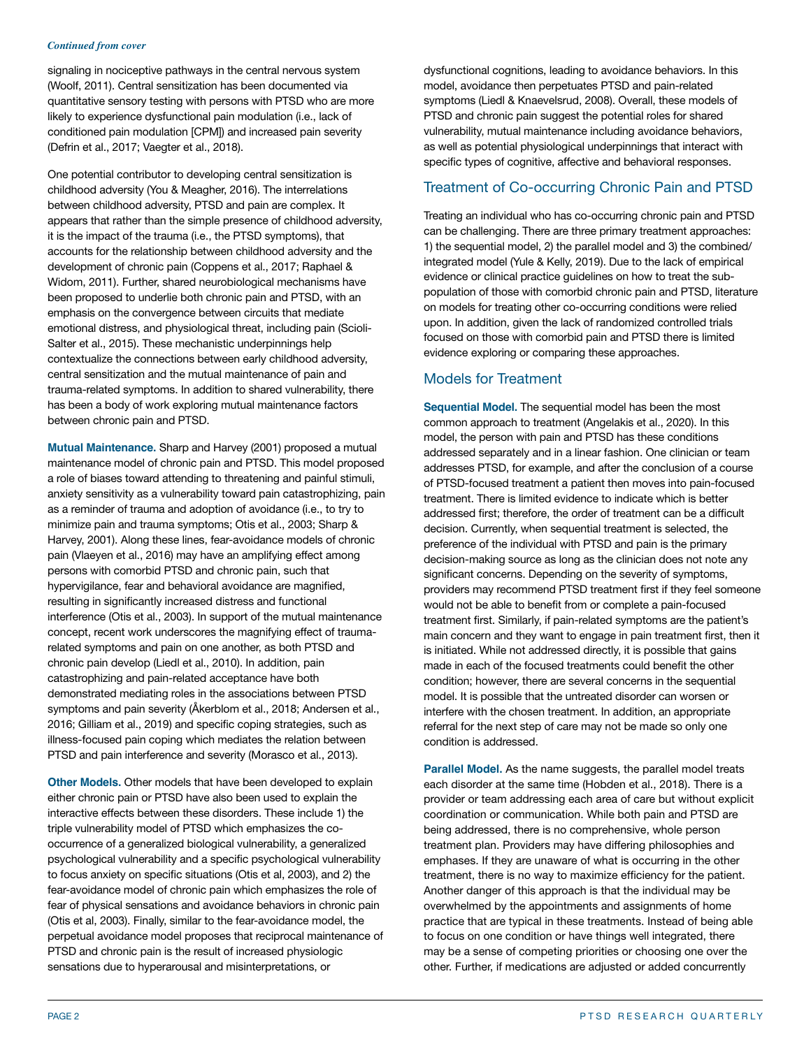*Continued from cover*

signaling in nociceptive pathways in the central nervous system (Woolf, 2011). Central sensitization has been documented via quantitative sensory testing with persons with PTSD who are more likely to experience dysfunctional pain modulation (i.e., lack of conditioned pain modulation [CPM]) and increased pain severity (Defrin et al., 2017; Vaegter et al., 2018).

One potential contributor to developing central sensitization is childhood adversity (You & Meagher, 2016). The interrelations between childhood adversity, PTSD and pain are complex. It appears that rather than the simple presence of childhood adversity, it is the impact of the trauma (i.e., the PTSD symptoms), that accounts for the relationship between childhood adversity and the development of chronic pain (Coppens et al., 2017; Raphael & Widom, 2011). Further, shared neurobiological mechanisms have been proposed to underlie both chronic pain and PTSD, with an emphasis on the convergence between circuits that mediate emotional distress, and physiological threat, including pain (Scioli-Salter et al., 2015). These mechanistic underpinnings help contextualize the connections between early childhood adversity, central sensitization and the mutual maintenance of pain and trauma-related symptoms. In addition to shared vulnerability, there has been a body of work exploring mutual maintenance factors between chronic pain and PTSD.

**Mutual Maintenance.** Sharp and Harvey (2001) proposed a mutual maintenance model of chronic pain and PTSD. This model proposed a role of biases toward attending to threatening and painful stimuli, anxiety sensitivity as a vulnerability toward pain catastrophizing, pain as a reminder of trauma and adoption of avoidance (i.e., to try to minimize pain and trauma symptoms; Otis et al., 2003; Sharp & Harvey, 2001). Along these lines, fear-avoidance models of chronic pain (Vlaeyen et al., 2016) may have an amplifying effect among persons with comorbid PTSD and chronic pain, such that hypervigilance, fear and behavioral avoidance are magnified, resulting in significantly increased distress and functional interference (Otis et al., 2003). In support of the mutual maintenance concept, recent work underscores the magnifying effect of trauma-related symptoms and pain on one another, as both PTSD and chronic pain develop (Liedl et al., 2010). In addition, pain catastrophizing and pain-related acceptance have both demonstrated mediating roles in the associations between PTSD symptoms and pain severity (Åkerblom et al., 2018; Andersen et al., 2016; Gilliam et al., 2019) and specific coping strategies, such as illness-focused pain coping which mediates the relation between PTSD and pain interference and severity (Morasco et al., 2013).

**Other Models.** Other models that have been developed to explain either chronic pain or PTSD have also been used to explain the interactive effects between these disorders. These include 1) the triple vulnerability model of PTSD which emphasizes the co-occurrence of a generalized biological vulnerability, a generalized psychological vulnerability and a specific psychological vulnerability to focus anxiety on specific situations (Otis et al, 2003), and 2) the fear-avoidance model of chronic pain which emphasizes the role of fear of physical sensations and avoidance behaviors in chronic pain (Otis et al, 2003). Finally, similar to the fear-avoidance model, the perpetual avoidance model proposes that reciprocal maintenance of PTSD and chronic pain is the result of increased physiologic sensations due to hyperarousal and misinterpretations, or dysfunctional cognitions, leading to avoidance behaviors. In this model, avoidance then perpetuates PTSD and pain-related symptoms (Liedl & Knaevelsrud, 2008). Overall, these models of PTSD and chronic pain suggest the potential roles for shared vulnerability, mutual maintenance including avoidance behaviors, as well as potential physiological underpinnings that interact with specific types of cognitive, affective and behavioral responses.

## Treatment of Co-occurring Chronic Pain and PTSD

Treating an individual who has co-occurring chronic pain and PTSD can be challenging. There are three primary treatment approaches: 1) the sequential model, 2) the parallel model and 3) the combined/integrated model (Yule & Kelly, 2019). Due to the lack of empirical evidence or clinical practice guidelines on how to treat the sub-population of those with comorbid chronic pain and PTSD, literature on models for treating other co-occurring conditions were relied upon. In addition, given the lack of randomized controlled trials focused on those with comorbid pain and PTSD there is limited evidence exploring or comparing these approaches.

## Models for Treatment

**Sequential Model.** The sequential model has been the most common approach to treatment (Angelakis et al., 2020). In this model, the person with pain and PTSD has these conditions addressed separately and in a linear fashion. One clinician or team addresses PTSD, for example, and after the conclusion of a course of PTSD-focused treatment a patient then moves into pain-focused treatment. There is limited evidence to indicate which is better addressed first; therefore, the order of treatment can be a difficult decision. Currently, when sequential treatment is selected, the preference of the individual with PTSD and pain is the primary decision-making source as long as the clinician does not note any significant concerns. Depending on the severity of symptoms, providers may recommend PTSD treatment first if they feel someone would not be able to benefit from or complete a pain-focused treatment first. Similarly, if pain-related symptoms are the patient's main concern and they want to engage in pain treatment first, then it is initiated. While not addressed directly, it is possible that gains made in each of the focused treatments could benefit the other condition; however, there are several concerns in the sequential model. It is possible that the untreated disorder can worsen or interfere with the chosen treatment. In addition, an appropriate referral for the next step of care may not be made so only one condition is addressed.

**Parallel Model.** As the name suggests, the parallel model treats each disorder at the same time (Hobden et al., 2018). There is a provider or team addressing each area of care but without explicit coordination or communication. While both pain and PTSD are being addressed, there is no comprehensive, whole person treatment plan. Providers may have differing philosophies and emphases. If they are unaware of what is occurring in the other treatment, there is no way to maximize efficiency for the patient. Another danger of this approach is that the individual may be overwhelmed by the appointments and assignments of home practice that are typical in these treatments. Instead of being able to focus on one condition or have things well integrated, there may be a sense of competing priorities or choosing one over the other. Further, if medications are adjusted or added concurrently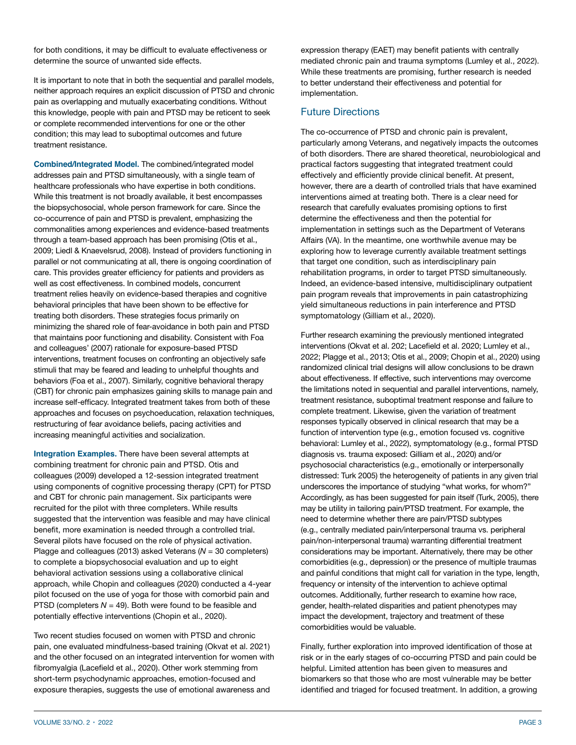for both conditions, it may be difficult to evaluate effectiveness or determine the source of unwanted side effects.

It is important to note that in both the sequential and parallel models, neither approach requires an explicit discussion of PTSD and chronic pain as overlapping and mutually exacerbating conditions. Without this knowledge, people with pain and PTSD may be reticent to seek or complete recommended interventions for one or the other condition; this may lead to suboptimal outcomes and future treatment resistance.

**Combined/Integrated Model.** The combined/integrated model addresses pain and PTSD simultaneously, with a single team of healthcare professionals who have expertise in both conditions. While this treatment is not broadly available, it best encompasses the biopsychosocial, whole person framework for care. Since the co-occurrence of pain and PTSD is prevalent, emphasizing the commonalities among experiences and evidence-based treatments through a team-based approach has been promising (Otis et al., 2009; Liedl & Knaevelsrud, 2008). Instead of providers functioning in parallel or not communicating at all, there is ongoing coordination of care. This provides greater efficiency for patients and providers as well as cost effectiveness. In combined models, concurrent treatment relies heavily on evidence-based therapies and cognitive behavioral principles that have been shown to be effective for treating both disorders. These strategies focus primarily on minimizing the shared role of fear-avoidance in both pain and PTSD that maintains poor functioning and disability. Consistent with Foa and colleagues' (2007) rationale for exposure-based PTSD interventions, treatment focuses on confronting an objectively safe stimuli that may be feared and leading to unhelpful thoughts and behaviors (Foa et al., 2007). Similarly, cognitive behavioral therapy (CBT) for chronic pain emphasizes gaining skills to manage pain and increase self-efficacy. Integrated treatment takes from both of these approaches and focuses on psychoeducation, relaxation techniques, restructuring of fear avoidance beliefs, pacing activities and increasing meaningful activities and socialization.

**Integration Examples.** There have been several attempts at combining treatment for chronic pain and PTSD. Otis and colleagues (2009) developed a 12-session integrated treatment using components of cognitive processing therapy (CPT) for PTSD and CBT for chronic pain management. Six participants were recruited for the pilot with three completers. While results suggested that the intervention was feasible and may have clinical benefit, more examination is needed through a controlled trial. Several pilots have focused on the role of physical activation. Plagge and colleagues (2013) asked Veterans ($N$ = 30 completers) to complete a biopsychosocial evaluation and up to eight behavioral activation sessions using a collaborative clinical approach, while Chopin and colleagues (2020) conducted a 4-year pilot focused on the use of yoga for those with comorbid pain and PTSD (completers $N$ = 49). Both were found to be feasible and potentially effective interventions (Chopin et al., 2020).

Two recent studies focused on women with PTSD and chronic pain, one evaluated mindfulness-based training (Okvat et al. 2021) and the other focused on an integrated intervention for women with fibromyalgia (Lacefield et al., 2020). Other work stemming from short-term psychodynamic approaches, emotion-focused and exposure therapies, suggests the use of emotional awareness and expression therapy (EAET) may benefit patients with centrally mediated chronic pain and trauma symptoms (Lumley et al., 2022). While these treatments are promising, further research is needed to better understand their effectiveness and potential for implementation.

## Future Directions

The co-occurrence of PTSD and chronic pain is prevalent, particularly among Veterans, and negatively impacts the outcomes of both disorders. There are shared theoretical, neurobiological and practical factors suggesting that integrated treatment could effectively and efficiently provide clinical benefit. At present, however, there are a dearth of controlled trials that have examined interventions aimed at treating both. There is a clear need for research that carefully evaluates promising options to first determine the effectiveness and then the potential for implementation in settings such as the Department of Veterans Affairs (VA). In the meantime, one worthwhile avenue may be exploring how to leverage currently available treatment settings that target one condition, such as interdisciplinary pain rehabilitation programs, in order to target PTSD simultaneously. Indeed, an evidence-based intensive, multidisciplinary outpatient pain program reveals that improvements in pain catastrophizing yield simultaneous reductions in pain interference and PTSD symptomatology (Gilliam et al., 2020).

Further research examining the previously mentioned integrated interventions (Okvat et al. 202; Lacefield et al. 2020; Lumley et al., 2022; Plagge et al., 2013; Otis et al., 2009; Chopin et al., 2020) using randomized clinical trial designs will allow conclusions to be drawn about effectiveness. If effective, such interventions may overcome the limitations noted in sequential and parallel interventions, namely, treatment resistance, suboptimal treatment response and failure to complete treatment. Likewise, given the variation of treatment responses typically observed in clinical research that may be a function of intervention type (e.g., emotion focused vs. cognitive behavioral: Lumley et al., 2022), symptomatology (e.g., formal PTSD diagnosis vs. trauma exposed: Gilliam et al., 2020) and/or psychosocial characteristics (e.g., emotionally or interpersonally distressed: Turk 2005) the heterogeneity of patients in any given trial underscores the importance of studying "what works, for whom?" Accordingly, as has been suggested for pain itself (Turk, 2005), there may be utility in tailoring pain/PTSD treatment. For example, the need to determine whether there are pain/PTSD subtypes (e.g., centrally mediated pain/interpersonal trauma vs. peripheral pain/non-interpersonal trauma) warranting differential treatment considerations may be important. Alternatively, there may be other comorbidities (e.g., depression) or the presence of multiple traumas and painful conditions that might call for variation in the type, length, frequency or intensity of the intervention to achieve optimal outcomes. Additionally, further research to examine how race, gender, health-related disparities and patient phenotypes may impact the development, trajectory and treatment of these comorbidities would be valuable.

Finally, further exploration into improved identification of those at risk or in the early stages of co-occurring PTSD and pain could be helpful. Limited attention has been given to measures and biomarkers so that those who are most vulnerable may be better identified and triaged for focused treatment. In addition, a growing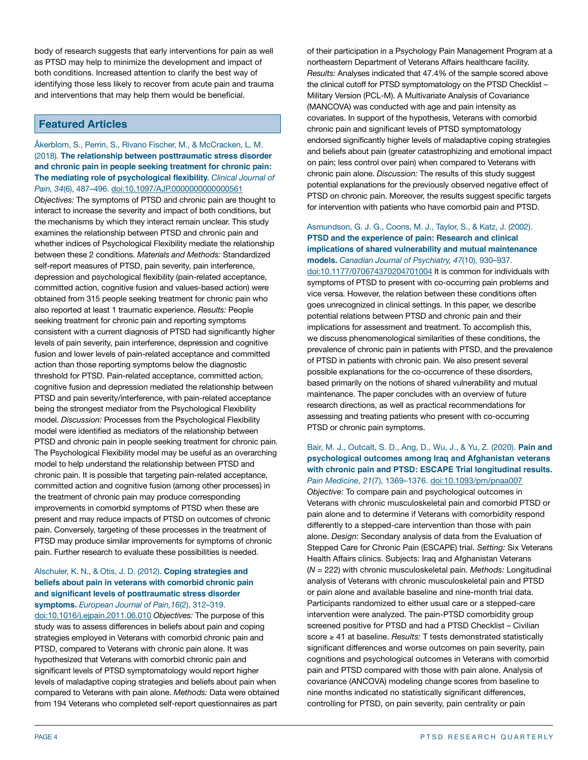body of research suggests that early interventions for pain as well as PTSD may help to minimize the development and impact of both conditions. Increased attention to clarify the best way of identifying those less likely to recover from acute pain and trauma and interventions that may help them would be beneficial.

## Featured Articles

Åkerblom, S., Perrin, S., Rivano Fischer, M., & McCracken, L. M. (2018). **The relationship between posttraumatic stress disorder and chronic pain in people seeking treatment for chronic pain: The mediating role of psychological flexibility.** *Clinical Journal of Pain, 34*(6), 487–496. doi:10.1097/AJP.0000000000000561 *Objectives:* The symptoms of PTSD and chronic pain are thought to interact to increase the severity and impact of both conditions, but the mechanisms by which they interact remain unclear. This study examines the relationship between PTSD and chronic pain and whether indices of Psychological Flexibility mediate the relationship between these 2 conditions. *Materials and Methods:* Standardized self-report measures of PTSD, pain severity, pain interference, depression and psychological flexibility (pain-related acceptance, committed action, cognitive fusion and values-based action) were obtained from 315 people seeking treatment for chronic pain who also reported at least 1 traumatic experience. *Results:* People seeking treatment for chronic pain and reporting symptoms consistent with a current diagnosis of PTSD had significantly higher levels of pain severity, pain interference, depression and cognitive fusion and lower levels of pain-related acceptance and committed action than those reporting symptoms below the diagnostic threshold for PTSD. Pain-related acceptance, committed action, cognitive fusion and depression mediated the relationship between PTSD and pain severity/interference, with pain-related acceptance being the strongest mediator from the Psychological Flexibility model. *Discussion:* Processes from the Psychological Flexibility model were identified as mediators of the relationship between PTSD and chronic pain in people seeking treatment for chronic pain. The Psychological Flexibility model may be useful as an overarching model to help understand the relationship between PTSD and chronic pain. It is possible that targeting pain-related acceptance, committed action and cognitive fusion (among other processes) in the treatment of chronic pain may produce corresponding improvements in comorbid symptoms of PTSD when these are present and may reduce impacts of PTSD on outcomes of chronic pain. Conversely, targeting of these processes in the treatment of PTSD may produce similar improvements for symptoms of chronic pain. Further research to evaluate these possibilities is needed.

Alschuler, K. N., & Otis, J. D. (2012). **Coping strategies and beliefs about pain in veterans with comorbid chronic pain and significant levels of posttraumatic stress disorder symptoms.** *European Journal of Pain,16*(2), 312–319. doi:10.1016/j.ejpain.2011.06.010 *Objectives:* The purpose of this study was to assess differences in beliefs about pain and coping strategies employed in Veterans with comorbid chronic pain and PTSD, compared to Veterans with chronic pain alone. It was hypothesized that Veterans with comorbid chronic pain and significant levels of PTSD symptomatology would report higher levels of maladaptive coping strategies and beliefs about pain when compared to Veterans with pain alone. *Methods:* Data were obtained from 194 Veterans who completed self-report questionnaires as part of their participation in a Psychology Pain Management Program at a northeastern Department of Veterans Affairs healthcare facility. *Results:* Analyses indicated that 47.4% of the sample scored above the clinical cutoff for PTSD symptomatology on the PTSD Checklist – Military Version (PCL-M). A Multivariate Analysis of Covariance (MANCOVA) was conducted with age and pain intensity as covariates. In support of the hypothesis, Veterans with comorbid chronic pain and significant levels of PTSD symptomatology endorsed significantly higher levels of maladaptive coping strategies and beliefs about pain (greater catastrophizing and emotional impact on pain; less control over pain) when compared to Veterans with chronic pain alone. *Discussion:* The results of this study suggest potential explanations for the previously observed negative effect of PTSD on chronic pain. Moreover, the results suggest specific targets for intervention with patients who have comorbid pain and PTSD.

Asmundson, G. J. G., Coons, M. J., Taylor, S., & Katz, J. (2002). **PTSD and the experience of pain: Research and clinical implications of shared vulnerability and mutual maintenance models.** *Canadian Journal of Psychiatry, 47*(10), 930–937. doi:10.1177/070674370204701004 It is common for individuals with symptoms of PTSD to present with co-occurring pain problems and vice versa. However, the relation between these conditions often goes unrecognized in clinical settings. In this paper, we describe potential relations between PTSD and chronic pain and their implications for assessment and treatment. To accomplish this, we discuss phenomenological similarities of these conditions, the prevalence of chronic pain in patients with PTSD, and the prevalence of PTSD in patients with chronic pain. We also present several possible explanations for the co-occurrence of these disorders, based primarily on the notions of shared vulnerability and mutual maintenance. The paper concludes with an overview of future research directions, as well as practical recommendations for assessing and treating patients who present with co-occurring PTSD or chronic pain symptoms.

Bair, M. J., Outcalt, S. D., Ang, D., Wu, J., & Yu, Z. (2020). **Pain and psychological outcomes among Iraq and Afghanistan veterans with chronic pain and PTSD: ESCAPE Trial longitudinal results.** *Pain Medicine, 21*(7), 1369–1376. doi:10.1093/pm/pnaa007 *Objective:* To compare pain and psychological outcomes in Veterans with chronic musculoskeletal pain and comorbid PTSD or pain alone and to determine if Veterans with comorbidity respond differently to a stepped-care intervention than those with pain alone. *Design:* Secondary analysis of data from the Evaluation of Stepped Care for Chronic Pain (ESCAPE) trial. *Setting:* Six Veterans Health Affairs clinics. Subjects: Iraq and Afghanistan Veterans ($N$ = 222) with chronic musculoskeletal pain. *Methods:* Longitudinal analysis of Veterans with chronic musculoskeletal pain and PTSD or pain alone and available baseline and nine-month trial data. Participants randomized to either usual care or a stepped-care intervention were analyzed. The pain-PTSD comorbidity group screened positive for PTSD and had a PTSD Checklist – Civilian score ≥ 41 at baseline. *Results:* T tests demonstrated statistically significant differences and worse outcomes on pain severity, pain cognitions and psychological outcomes in Veterans with comorbid pain and PTSD compared with those with pain alone. Analysis of covariance (ANCOVA) modeling change scores from baseline to nine months indicated no statistically significant differences, controlling for PTSD, on pain severity, pain centrality or pain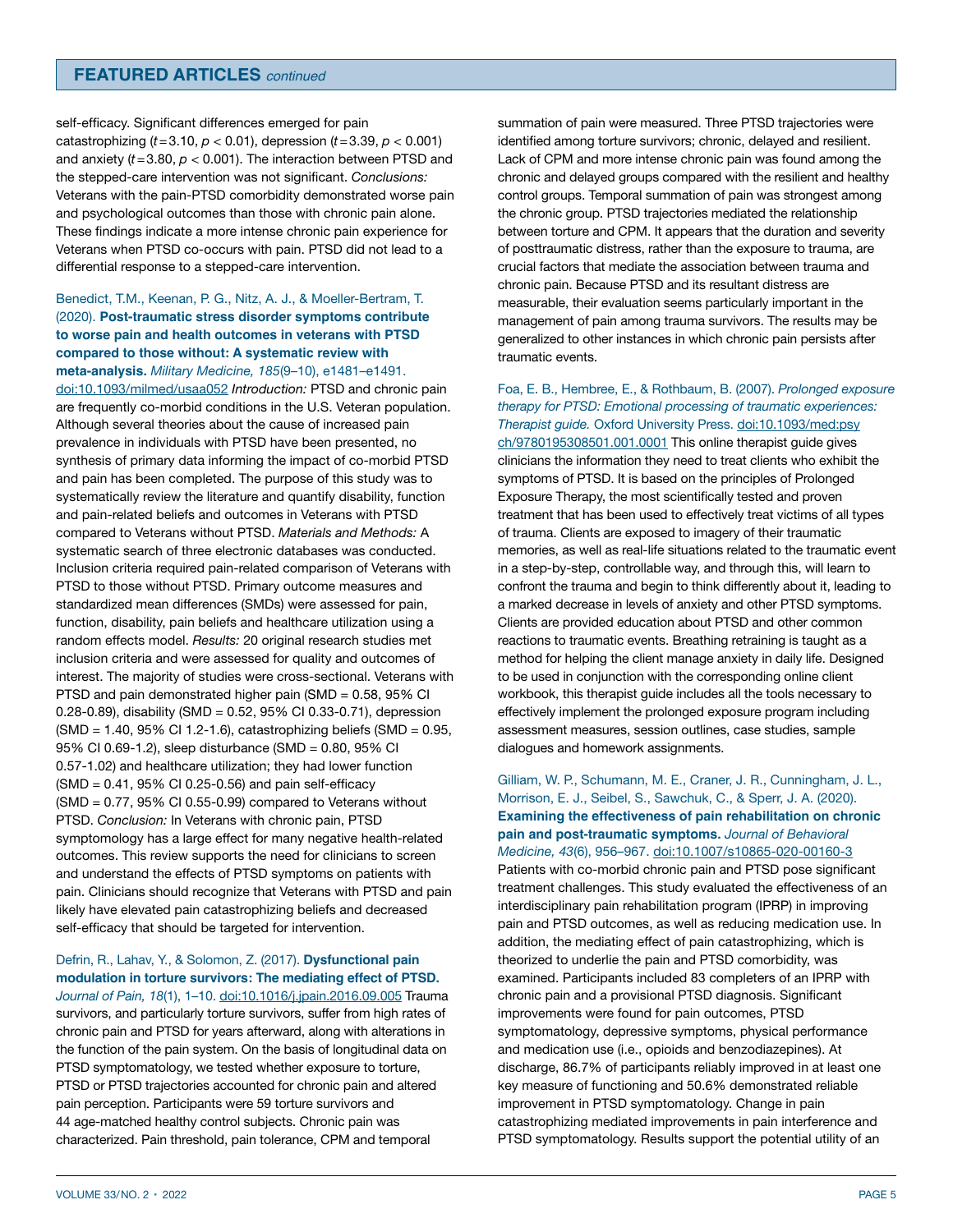## FEATURED ARTICLES *continued*

self-efficacy. Significant differences emerged for pain catastrophizing ($t = 3.10$, $p < 0.01$), depression ($t = 3.39$, $p < 0.001$) and anxiety ($t = 3.80$, $p < 0.001$). The interaction between PTSD and the stepped-care intervention was not significant. *Conclusions:* Veterans with the pain-PTSD comorbidity demonstrated worse pain and psychological outcomes than those with chronic pain alone. These findings indicate a more intense chronic pain experience for Veterans when PTSD co-occurs with pain. PTSD did not lead to a differential response to a stepped-care intervention.

Benedict, T.M., Keenan, P. G., Nitz, A. J., & Moeller-Bertram, T. (2020). **Post-traumatic stress disorder symptoms contribute to worse pain and health outcomes in veterans with PTSD compared to those without: A systematic review with meta-analysis.** *Military Medicine, 185*(9–10), e1481–e1491. doi:10.1093/milmed/usaa052 *Introduction:* PTSD and chronic pain are frequently co-morbid conditions in the U.S. Veteran population. Although several theories about the cause of increased pain prevalence in individuals with PTSD have been presented, no synthesis of primary data informing the impact of co-morbid PTSD and pain has been completed. The purpose of this study was to systematically review the literature and quantify disability, function and pain-related beliefs and outcomes in Veterans with PTSD compared to Veterans without PTSD. *Materials and Methods:* A systematic search of three electronic databases was conducted. Inclusion criteria required pain-related comparison of Veterans with PTSD to those without PTSD. Primary outcome measures and standardized mean differences (SMDs) were assessed for pain, function, disability, pain beliefs and healthcare utilization using a random effects model. *Results:* 20 original research studies met inclusion criteria and were assessed for quality and outcomes of interest. The majority of studies were cross-sectional. Veterans with PTSD and pain demonstrated higher pain (SMD = 0.58, 95% CI 0.28-0.89), disability (SMD = 0.52, 95% CI 0.33-0.71), depression (SMD = 1.40, 95% CI 1.2-1.6), catastrophizing beliefs (SMD = 0.95, 95% CI 0.69-1.2), sleep disturbance (SMD = 0.80, 95% CI 0.57-1.02) and healthcare utilization; they had lower function (SMD = 0.41, 95% CI 0.25-0.56) and pain self-efficacy (SMD = 0.77, 95% CI 0.55-0.99) compared to Veterans without PTSD. *Conclusion:* In Veterans with chronic pain, PTSD symptomology has a large effect for many negative health-related outcomes. This review supports the need for clinicians to screen and understand the effects of PTSD symptoms on patients with pain. Clinicians should recognize that Veterans with PTSD and pain likely have elevated pain catastrophizing beliefs and decreased self-efficacy that should be targeted for intervention.

Defrin, R., Lahav, Y., & Solomon, Z. (2017). **Dysfunctional pain modulation in torture survivors: The mediating effect of PTSD.** *Journal of Pain, 18*(1), 1–10. doi:10.1016/j.jpain.2016.09.005 Trauma survivors, and particularly torture survivors, suffer from high rates of chronic pain and PTSD for years afterward, along with alterations in the function of the pain system. On the basis of longitudinal data on PTSD symptomatology, we tested whether exposure to torture, PTSD or PTSD trajectories accounted for chronic pain and altered pain perception. Participants were 59 torture survivors and 44 age-matched healthy control subjects. Chronic pain was characterized. Pain threshold, pain tolerance, CPM and temporal summation of pain were measured. Three PTSD trajectories were identified among torture survivors; chronic, delayed and resilient. Lack of CPM and more intense chronic pain was found among the chronic and delayed groups compared with the resilient and healthy control groups. Temporal summation of pain was strongest among the chronic group. PTSD trajectories mediated the relationship between torture and CPM. It appears that the duration and severity of posttraumatic distress, rather than the exposure to trauma, are crucial factors that mediate the association between trauma and chronic pain. Because PTSD and its resultant distress are measurable, their evaluation seems particularly important in the management of pain among trauma survivors. The results may be generalized to other instances in which chronic pain persists after traumatic events.

Foa, E. B., Hembree, E., & Rothbaum, B. (2007). *Prolonged exposure therapy for PTSD: Emotional processing of traumatic experiences: Therapist guide.* Oxford University Press. doi:10.1093/med:psych/9780195308501.001.0001 This online therapist guide gives clinicians the information they need to treat clients who exhibit the symptoms of PTSD. It is based on the principles of Prolonged Exposure Therapy, the most scientifically tested and proven treatment that has been used to effectively treat victims of all types of trauma. Clients are exposed to imagery of their traumatic memories, as well as real-life situations related to the traumatic event in a step-by-step, controllable way, and through this, will learn to confront the trauma and begin to think differently about it, leading to a marked decrease in levels of anxiety and other PTSD symptoms. Clients are provided education about PTSD and other common reactions to traumatic events. Breathing retraining is taught as a method for helping the client manage anxiety in daily life. Designed to be used in conjunction with the corresponding online client workbook, this therapist guide includes all the tools necessary to effectively implement the prolonged exposure program including assessment measures, session outlines, case studies, sample dialogues and homework assignments.

Gilliam, W. P., Schumann, M. E., Craner, J. R., Cunningham, J. L., Morrison, E. J., Seibel, S., Sawchuk, C., & Sperr, J. A. (2020). **Examining the effectiveness of pain rehabilitation on chronic pain and post-traumatic symptoms.** *Journal of Behavioral Medicine, 43*(6), 956–967. doi:10.1007/s10865-020-00160-3 Patients with co-morbid chronic pain and PTSD pose significant treatment challenges. This study evaluated the effectiveness of an interdisciplinary pain rehabilitation program (IPRP) in improving pain and PTSD outcomes, as well as reducing medication use. In addition, the mediating effect of pain catastrophizing, which is theorized to underlie the pain and PTSD comorbidity, was examined. Participants included 83 completers of an IPRP with chronic pain and a provisional PTSD diagnosis. Significant improvements were found for pain outcomes, PTSD symptomatology, depressive symptoms, physical performance and medication use (i.e., opioids and benzodiazepines). At discharge, 86.7% of participants reliably improved in at least one key measure of functioning and 50.6% demonstrated reliable improvement in PTSD symptomatology. Change in pain catastrophizing mediated improvements in pain interference and PTSD symptomatology. Results support the potential utility of an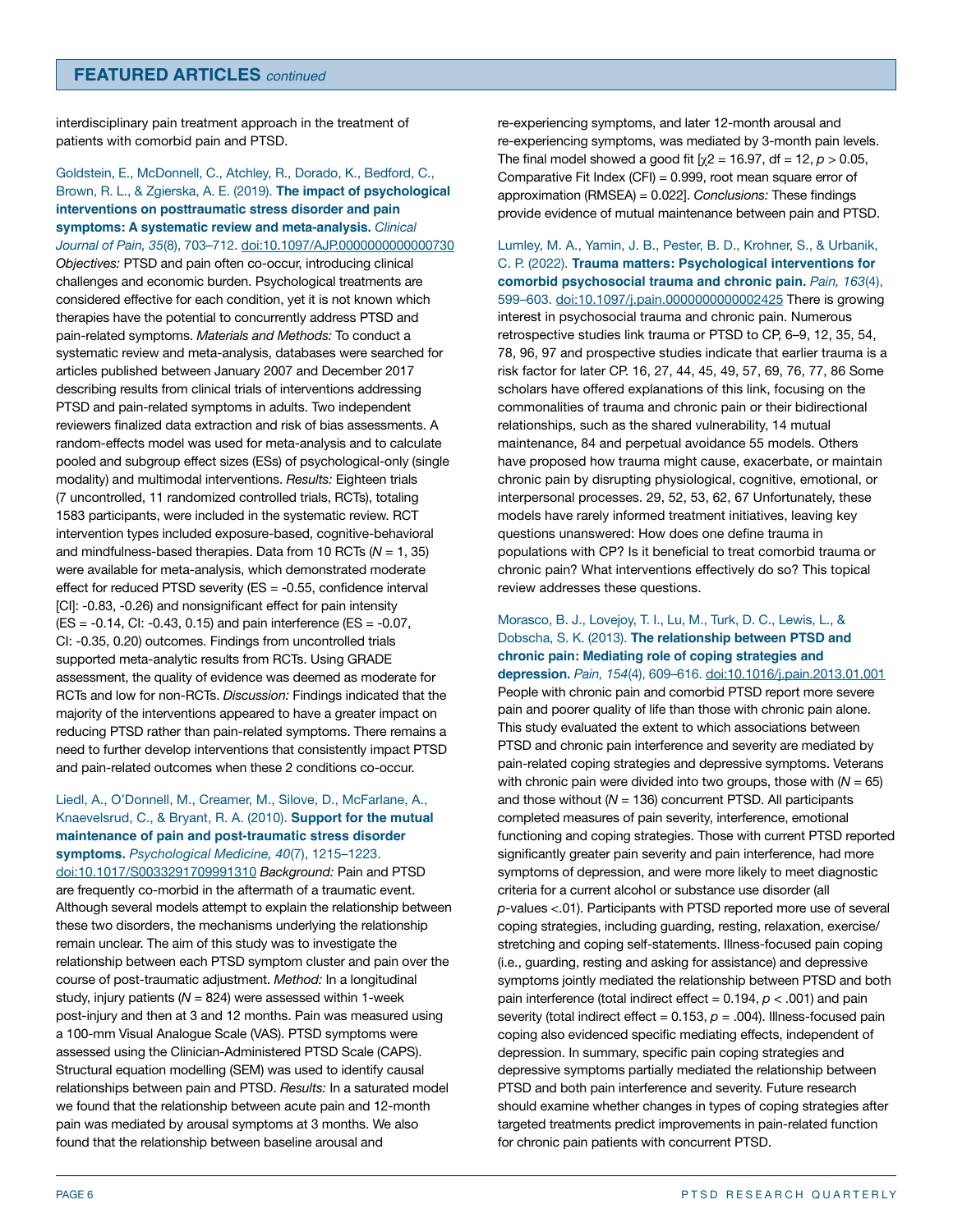interdisciplinary pain treatment approach in the treatment of patients with comorbid pain and PTSD.

Goldstein, E., McDonnell, C., Atchley, R., Dorado, K., Bedford, C., Brown, R. L., & Zgierska, A. E. (2019). **The impact of psychological interventions on posttraumatic stress disorder and pain symptoms: A systematic review and meta-analysis.** *Clinical Journal of Pain, 35*(8), 703–712. doi:10.1097/AJP.0000000000000730 *Objectives:* PTSD and pain often co-occur, introducing clinical challenges and economic burden. Psychological treatments are considered effective for each condition, yet it is not known which therapies have the potential to concurrently address PTSD and pain-related symptoms. *Materials and Methods:* To conduct a systematic review and meta-analysis, databases were searched for articles published between January 2007 and December 2017 describing results from clinical trials of interventions addressing PTSD and pain-related symptoms in adults. Two independent reviewers finalized data extraction and risk of bias assessments. A random-effects model was used for meta-analysis and to calculate pooled and subgroup effect sizes (ESs) of psychological-only (single modality) and multimodal interventions. *Results:* Eighteen trials (7 uncontrolled, 11 randomized controlled trials, RCTs), totaling 1583 participants, were included in the systematic review. RCT intervention types included exposure-based, cognitive-behavioral and mindfulness-based therapies. Data from 10 RCTs (*N* = 1, 35) were available for meta-analysis, which demonstrated moderate effect for reduced PTSD severity (ES = -0.55, confidence interval [CI]: -0.83, -0.26) and nonsignificant effect for pain intensity (ES = -0.14, CI: -0.43, 0.15) and pain interference (ES = -0.07, CI: -0.35, 0.20) outcomes. Findings from uncontrolled trials supported meta-analytic results from RCTs. Using GRADE assessment, the quality of evidence was deemed as moderate for RCTs and low for non-RCTs. *Discussion:* Findings indicated that the majority of the interventions appeared to have a greater impact on reducing PTSD rather than pain-related symptoms. There remains a need to further develop interventions that consistently impact PTSD and pain-related outcomes when these 2 conditions co-occur.

Liedl, A., O'Donnell, M., Creamer, M., Silove, D., McFarlane, A., Knaevelsrud, C., & Bryant, R. A. (2010). **Support for the mutual maintenance of pain and post-traumatic stress disorder symptoms.** *Psychological Medicine, 40*(7), 1215–1223. doi:10.1017/S0033291709991310 *Background:* Pain and PTSD are frequently co-morbid in the aftermath of a traumatic event. Although several models attempt to explain the relationship between these two disorders, the mechanisms underlying the relationship remain unclear. The aim of this study was to investigate the relationship between each PTSD symptom cluster and pain over the course of post-traumatic adjustment. *Method:* In a longitudinal study, injury patients (*N* = 824) were assessed within 1-week post-injury and then at 3 and 12 months. Pain was measured using a 100-mm Visual Analogue Scale (VAS). PTSD symptoms were assessed using the Clinician-Administered PTSD Scale (CAPS). Structural equation modelling (SEM) was used to identify causal relationships between pain and PTSD. *Results:* In a saturated model we found that the relationship between acute pain and 12-month pain was mediated by arousal symptoms at 3 months. We also found that the relationship between baseline arousal and re-experiencing symptoms, and later 12-month arousal and re-experiencing symptoms, was mediated by 3-month pain levels. The final model showed a good fit [$\chi^2$ = 16.97, df = 12, $p > 0.05$, Comparative Fit Index (CFI) = 0.999, root mean square error of approximation (RMSEA) = 0.022]. *Conclusions:* These findings provide evidence of mutual maintenance between pain and PTSD.

Lumley, M. A., Yamin, J. B., Pester, B. D., Krohner, S., & Urbanik, C. P. (2022). **Trauma matters: Psychological interventions for comorbid psychosocial trauma and chronic pain.** *Pain, 163*(4), 599–603. doi:10.1097/j.pain.0000000000002425 There is growing interest in psychosocial trauma and chronic pain. Numerous retrospective studies link trauma or PTSD to CP, 6–9, 12, 35, 54, 78, 96, 97 and prospective studies indicate that earlier trauma is a risk factor for later CP. 16, 27, 44, 45, 49, 57, 69, 76, 77, 86 Some scholars have offered explanations of this link, focusing on the commonalities of trauma and chronic pain or their bidirectional relationships, such as the shared vulnerability, 14 mutual maintenance, 84 and perpetual avoidance 55 models. Others have proposed how trauma might cause, exacerbate, or maintain chronic pain by disrupting physiological, cognitive, emotional, or interpersonal processes. 29, 52, 53, 62, 67 Unfortunately, these models have rarely informed treatment initiatives, leaving key questions unanswered: How does one define trauma in populations with CP? Is it beneficial to treat comorbid trauma or chronic pain? What interventions effectively do so? This topical review addresses these questions.

Morasco, B. J., Lovejoy, T. I., Lu, M., Turk, D. C., Lewis, L., & Dobscha, S. K. (2013). **The relationship between PTSD and chronic pain: Mediating role of coping strategies and depression.** *Pain, 154*(4), 609–616. doi:10.1016/j.pain.2013.01.001 People with chronic pain and comorbid PTSD report more severe pain and poorer quality of life than those with chronic pain alone. This study evaluated the extent to which associations between PTSD and chronic pain interference and severity are mediated by pain-related coping strategies and depressive symptoms. Veterans with chronic pain were divided into two groups, those with (*N* = 65) and those without (*N* = 136) concurrent PTSD. All participants completed measures of pain severity, interference, emotional functioning and coping strategies. Those with current PTSD reported significantly greater pain severity and pain interference, had more symptoms of depression, and were more likely to meet diagnostic criteria for a current alcohol or substance use disorder (all *p*-values <.01). Participants with PTSD reported more use of several coping strategies, including guarding, resting, relaxation, exercise/stretching and coping self-statements. Illness-focused pain coping (i.e., guarding, resting and asking for assistance) and depressive symptoms jointly mediated the relationship between PTSD and both pain interference (total indirect effect = 0.194, $p < .001$) and pain severity (total indirect effect = 0.153, $p = .004$). Illness-focused pain coping also evidenced specific mediating effects, independent of depression. In summary, specific pain coping strategies and depressive symptoms partially mediated the relationship between PTSD and both pain interference and severity. Future research should examine whether changes in types of coping strategies after targeted treatments predict improvements in pain-related function for chronic pain patients with concurrent PTSD.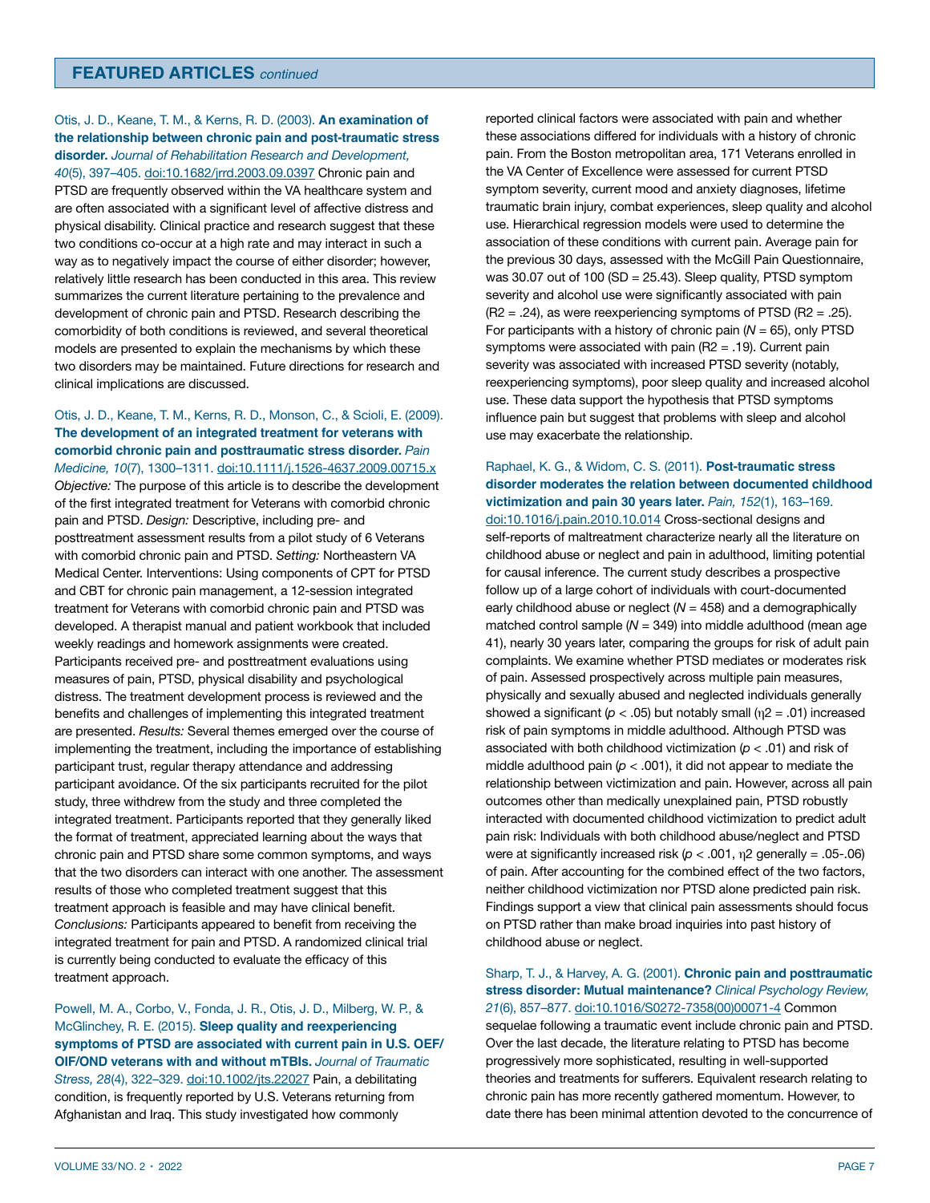## FEATURED ARTICLES *continued*

Otis, J. D., Keane, T. M., & Kerns, R. D. (2003). **An examination of the relationship between chronic pain and post-traumatic stress disorder.** *Journal of Rehabilitation Research and Development, 40*(5), 397–405. doi:10.1682/jrrd.2003.09.0397 Chronic pain and PTSD are frequently observed within the VA healthcare system and are often associated with a significant level of affective distress and physical disability. Clinical practice and research suggest that these two conditions co-occur at a high rate and may interact in such a way as to negatively impact the course of either disorder; however, relatively little research has been conducted in this area. This review summarizes the current literature pertaining to the prevalence and development of chronic pain and PTSD. Research describing the comorbidity of both conditions is reviewed, and several theoretical models are presented to explain the mechanisms by which these two disorders may be maintained. Future directions for research and clinical implications are discussed.

Otis, J. D., Keane, T. M., Kerns, R. D., Monson, C., & Scioli, E. (2009). **The development of an integrated treatment for veterans with comorbid chronic pain and posttraumatic stress disorder.** *Pain Medicine, 10*(7), 1300–1311. doi:10.1111/j.1526-4637.2009.00715.x *Objective:* The purpose of this article is to describe the development of the first integrated treatment for Veterans with comorbid chronic pain and PTSD. *Design:* Descriptive, including pre- and posttreatment assessment results from a pilot study of 6 Veterans with comorbid chronic pain and PTSD. *Setting:* Northeastern VA Medical Center. Interventions: Using components of CPT for PTSD and CBT for chronic pain management, a 12-session integrated treatment for Veterans with comorbid chronic pain and PTSD was developed. A therapist manual and patient workbook that included weekly readings and homework assignments were created. Participants received pre- and posttreatment evaluations using measures of pain, PTSD, physical disability and psychological distress. The treatment development process is reviewed and the benefits and challenges of implementing this integrated treatment are presented. *Results:* Several themes emerged over the course of implementing the treatment, including the importance of establishing participant trust, regular therapy attendance and addressing participant avoidance. Of the six participants recruited for the pilot study, three withdrew from the study and three completed the integrated treatment. Participants reported that they generally liked the format of treatment, appreciated learning about the ways that chronic pain and PTSD share some common symptoms, and ways that the two disorders can interact with one another. The assessment results of those who completed treatment suggest that this treatment approach is feasible and may have clinical benefit. *Conclusions:* Participants appeared to benefit from receiving the integrated treatment for pain and PTSD. A randomized clinical trial is currently being conducted to evaluate the efficacy of this treatment approach.

Powell, M. A., Corbo, V., Fonda, J. R., Otis, J. D., Milberg, W. P., & McGlinchey, R. E. (2015). **Sleep quality and reexperiencing symptoms of PTSD are associated with current pain in U.S. OEF/OIF/OND veterans with and without mTBIs.** *Journal of Traumatic Stress, 28*(4), 322–329. doi:10.1002/jts.22027 Pain, a debilitating condition, is frequently reported by U.S. Veterans returning from Afghanistan and Iraq. This study investigated how commonly reported clinical factors were associated with pain and whether these associations differed for individuals with a history of chronic pain. From the Boston metropolitan area, 171 Veterans enrolled in the VA Center of Excellence were assessed for current PTSD symptom severity, current mood and anxiety diagnoses, lifetime traumatic brain injury, combat experiences, sleep quality and alcohol use. Hierarchical regression models were used to determine the association of these conditions with current pain. Average pain for the previous 30 days, assessed with the McGill Pain Questionnaire, was 30.07 out of 100 (SD = 25.43). Sleep quality, PTSD symptom severity and alcohol use were significantly associated with pain ($R2 = .24$), as were reexperiencing symptoms of PTSD ($R2 = .25$). For participants with a history of chronic pain ($N = 65$), only PTSD symptoms were associated with pain ($R2 = .19$). Current pain severity was associated with increased PTSD severity (notably, reexperiencing symptoms), poor sleep quality and increased alcohol use. These data support the hypothesis that PTSD symptoms influence pain but suggest that problems with sleep and alcohol use may exacerbate the relationship.

Raphael, K. G., & Widom, C. S. (2011). **Post-traumatic stress disorder moderates the relation between documented childhood victimization and pain 30 years later.** *Pain, 152*(1), 163–169. doi:10.1016/j.pain.2010.10.014 Cross-sectional designs and self-reports of maltreatment characterize nearly all the literature on childhood abuse or neglect and pain in adulthood, limiting potential for causal inference. The current study describes a prospective follow up of a large cohort of individuals with court-documented early childhood abuse or neglect ($N = 458$) and a demographically matched control sample ($N = 349$) into middle adulthood (mean age 41), nearly 30 years later, comparing the groups for risk of adult pain complaints. We examine whether PTSD mediates or moderates risk of pain. Assessed prospectively across multiple pain measures, physically and sexually abused and neglected individuals generally showed a significant ($p < .05$) but notably small ($\eta2 = .01$) increased risk of pain symptoms in middle adulthood. Although PTSD was associated with both childhood victimization ($p < .01$) and risk of middle adulthood pain ($p < .001$), it did not appear to mediate the relationship between victimization and pain. However, across all pain outcomes other than medically unexplained pain, PTSD robustly interacted with documented childhood victimization to predict adult pain risk: Individuals with both childhood abuse/neglect and PTSD were at significantly increased risk ($p < .001$, $\eta2$ generally = .05-.06) of pain. After accounting for the combined effect of the two factors, neither childhood victimization nor PTSD alone predicted pain risk. Findings support a view that clinical pain assessments should focus on PTSD rather than make broad inquiries into past history of childhood abuse or neglect.

Sharp, T. J., & Harvey, A. G. (2001). **Chronic pain and posttraumatic stress disorder: Mutual maintenance?** *Clinical Psychology Review, 21*(6), 857–877. doi:10.1016/S0272-7358(00)00071-4 Common sequelae following a traumatic event include chronic pain and PTSD. Over the last decade, the literature relating to PTSD has become progressively more sophisticated, resulting in well-supported theories and treatments for sufferers. Equivalent research relating to chronic pain has more recently gathered momentum. However, to date there has been minimal attention devoted to the concurrence of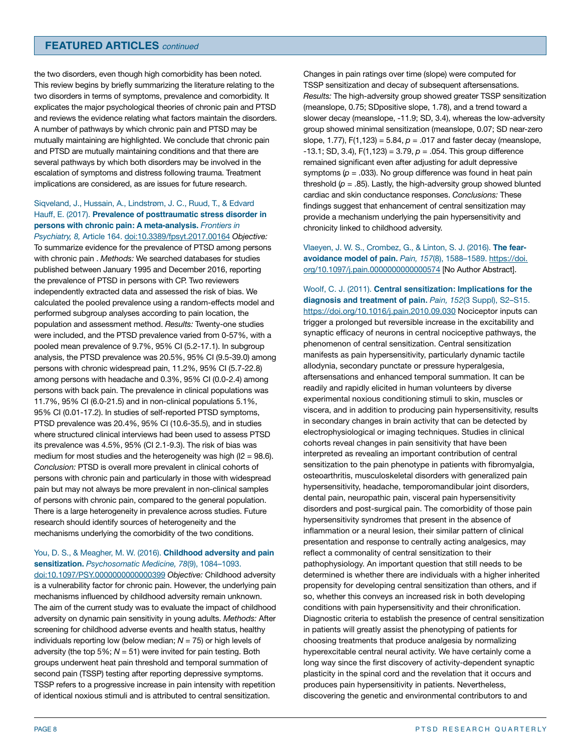## FEATURED ARTICLES *continued*

the two disorders, even though high comorbidity has been noted. This review begins by briefly summarizing the literature relating to the two disorders in terms of symptoms, prevalence and comorbidity. It explicates the major psychological theories of chronic pain and PTSD and reviews the evidence relating what factors maintain the disorders. A number of pathways by which chronic pain and PTSD may be mutually maintaining are highlighted. We conclude that chronic pain and PTSD are mutually maintaining conditions and that there are several pathways by which both disorders may be involved in the escalation of symptoms and distress following trauma. Treatment implications are considered, as are issues for future research.

Siqveland, J., Hussain, A., Lindstrøm, J. C., Ruud, T., & Edvard Hauff, E. (2017). **Prevalence of posttraumatic stress disorder in persons with chronic pain: A meta-analysis.** *Frontiers in Psychiatry, 8,* Article 164. doi:10.3389/fpsyt.2017.00164 *Objective:* To summarize evidence for the prevalence of PTSD among persons with chronic pain . *Methods:* We searched databases for studies published between January 1995 and December 2016, reporting the prevalence of PTSD in persons with CP. Two reviewers independently extracted data and assessed the risk of bias. We calculated the pooled prevalence using a random-effects model and performed subgroup analyses according to pain location, the population and assessment method. *Results:* Twenty-one studies were included, and the PTSD prevalence varied from 0-57%, with a pooled mean prevalence of 9.7%, 95% CI (5.2-17.1). In subgroup analysis, the PTSD prevalence was 20.5%, 95% CI (9.5-39.0) among persons with chronic widespread pain, 11.2%, 95% CI (5.7-22.8) among persons with headache and 0.3%, 95% CI (0.0-2.4) among persons with back pain. The prevalence in clinical populations was 11.7%, 95% CI (6.0-21.5) and in non-clinical populations 5.1%, 95% CI (0.01-17.2). In studies of self-reported PTSD symptoms, PTSD prevalence was 20.4%, 95% CI (10.6-35.5), and in studies where structured clinical interviews had been used to assess PTSD its prevalence was 4.5%, 95% (CI 2.1-9.3). The risk of bias was medium for most studies and the heterogeneity was high (I2 = 98.6). *Conclusion:* PTSD is overall more prevalent in clinical cohorts of persons with chronic pain and particularly in those with widespread pain but may not always be more prevalent in non-clinical samples of persons with chronic pain, compared to the general population. There is a large heterogeneity in prevalence across studies. Future research should identify sources of heterogeneity and the mechanisms underlying the comorbidity of the two conditions.

You, D. S., & Meagher, M. W. (2016). **Childhood adversity and pain sensitization.** *Psychosomatic Medicine, 78*(9), 1084–1093. doi:10.1097/PSY.0000000000000399 *Objective:* Childhood adversity is a vulnerability factor for chronic pain. However, the underlying pain mechanisms influenced by childhood adversity remain unknown. The aim of the current study was to evaluate the impact of childhood adversity on dynamic pain sensitivity in young adults. *Methods:* After screening for childhood adverse events and health status, healthy individuals reporting low (below median; $N$ = 75) or high levels of adversity (the top 5%; $N$ = 51) were invited for pain testing. Both groups underwent heat pain threshold and temporal summation of second pain (TSSP) testing after reporting depressive symptoms. TSSP refers to a progressive increase in pain intensity with repetition of identical noxious stimuli and is attributed to central sensitization. Changes in pain ratings over time (slope) were computed for TSSP sensitization and decay of subsequent aftersensations. *Results:* The high-adversity group showed greater TSSP sensitization (meanslope, 0.75; SDpositive slope, 1.78), and a trend toward a slower decay (meanslope, -11.9; SD, 3.4), whereas the low-adversity group showed minimal sensitization (meanslope, 0.07; SD near-zero slope, 1.77), $F(1,123) = 5.84$, $p = .017$ and faster decay (meanslope, -13.1; SD, 3.4), $F(1,123) = 3.79$, $p = .054$. This group difference remained significant even after adjusting for adult depressive symptoms ($p = .033$). No group difference was found in heat pain threshold ($p = .85$). Lastly, the high-adversity group showed blunted cardiac and skin conductance responses. *Conclusions:* These findings suggest that enhancement of central sensitization may provide a mechanism underlying the pain hypersensitivity and chronicity linked to childhood adversity.

Vlaeyen, J. W. S., Crombez, G., & Linton, S. J. (2016). **The fear-avoidance model of pain.** *Pain, 157*(8), 1588–1589. https://doi.org/10.1097/j.pain.0000000000000574 [No Author Abstract].

Woolf, C. J. (2011). **Central sensitization: Implications for the diagnosis and treatment of pain.** *Pain, 152*(3 Suppl), S2–S15. https://doi.org/10.1016/j.pain.2010.09.030 Nociceptor inputs can trigger a prolonged but reversible increase in the excitability and synaptic efficacy of neurons in central nociceptive pathways, the phenomenon of central sensitization. Central sensitization manifests as pain hypersensitivity, particularly dynamic tactile allodynia, secondary punctate or pressure hyperalgesia, aftersensations and enhanced temporal summation. It can be readily and rapidly elicited in human volunteers by diverse experimental noxious conditioning stimuli to skin, muscles or viscera, and in addition to producing pain hypersensitivity, results in secondary changes in brain activity that can be detected by electrophysiological or imaging techniques. Studies in clinical cohorts reveal changes in pain sensitivity that have been interpreted as revealing an important contribution of central sensitization to the pain phenotype in patients with fibromyalgia, osteoarthritis, musculoskeletal disorders with generalized pain hypersensitivity, headache, temporomandibular joint disorders, dental pain, neuropathic pain, visceral pain hypersensitivity disorders and post-surgical pain. The comorbidity of those pain hypersensitivity syndromes that present in the absence of inflammation or a neural lesion, their similar pattern of clinical presentation and response to centrally acting analgesics, may reflect a commonality of central sensitization to their pathophysiology. An important question that still needs to be determined is whether there are individuals with a higher inherited propensity for developing central sensitization than others, and if so, whether this conveys an increased risk in both developing conditions with pain hypersensitivity and their chronification. Diagnostic criteria to establish the presence of central sensitization in patients will greatly assist the phenotyping of patients for choosing treatments that produce analgesia by normalizing hyperexcitable central neural activity. We have certainly come a long way since the first discovery of activity-dependent synaptic plasticity in the spinal cord and the revelation that it occurs and produces pain hypersensitivity in patients. Nevertheless, discovering the genetic and environmental contributors to and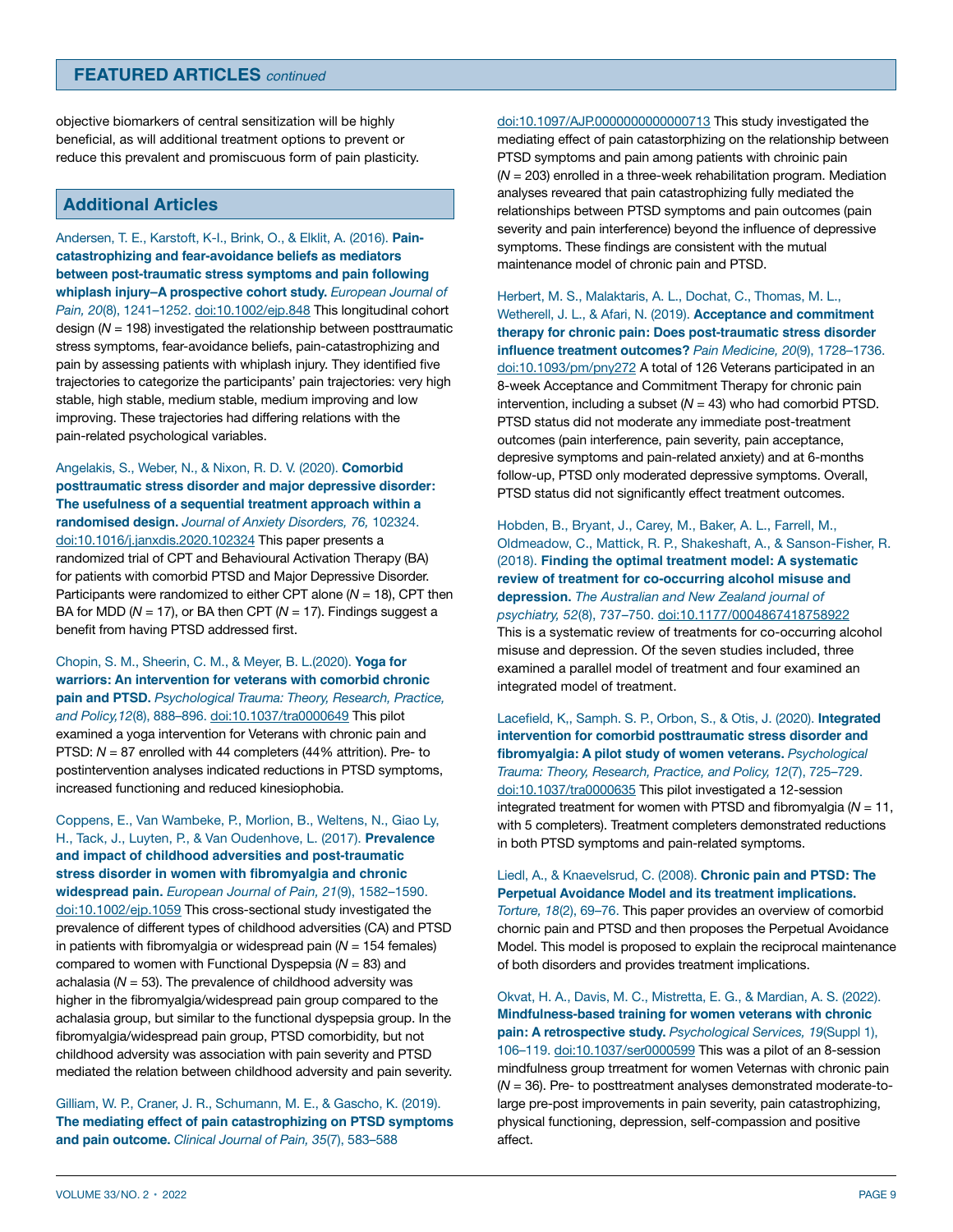objective biomarkers of central sensitization will be highly beneficial, as will additional treatment options to prevent or reduce this prevalent and promiscuous form of pain plasticity.

## Additional Articles

Andersen, T. E., Karstoft, K-I., Brink, O., & Elklit, A. (2016). **Pain-catastrophizing and fear-avoidance beliefs as mediators between post-traumatic stress symptoms and pain following whiplash injury–A prospective cohort study.** *European Journal of Pain, 20*(8), 1241–1252. doi:10.1002/ejp.848 This longitudinal cohort design (*N* = 198) investigated the relationship between posttraumatic stress symptoms, fear-avoidance beliefs, pain-catastrophizing and pain by assessing patients with whiplash injury. They identified five trajectories to categorize the participants' pain trajectories: very high stable, high stable, medium stable, medium improving and low improving. These trajectories had differing relations with the pain-related psychological variables.

Angelakis, S., Weber, N., & Nixon, R. D. V. (2020). **Comorbid posttraumatic stress disorder and major depressive disorder: The usefulness of a sequential treatment approach within a randomised design.** *Journal of Anxiety Disorders, 76,* 102324. doi:10.1016/j.janxdis.2020.102324 This paper presents a randomized trial of CPT and Behavioural Activation Therapy (BA) for patients with comorbid PTSD and Major Depressive Disorder. Participants were randomized to either CPT alone (*N* = 18), CPT then BA for MDD (*N* = 17), or BA then CPT (*N* = 17). Findings suggest a benefit from having PTSD addressed first.

Chopin, S. M., Sheerin, C. M., & Meyer, B. L.(2020). **Yoga for warriors: An intervention for veterans with comorbid chronic pain and PTSD.** *Psychological Trauma: Theory, Research, Practice, and Policy,12*(8), 888–896. doi:10.1037/tra0000649 This pilot examined a yoga intervention for Veterans with chronic pain and PTSD: *N* = 87 enrolled with 44 completers (44% attrition). Pre- to postintervention analyses indicated reductions in PTSD symptoms, increased functioning and reduced kinesiophobia.

Coppens, E., Van Wambeke, P., Morlion, B., Weltens, N., Giao Ly, H., Tack, J., Luyten, P., & Van Oudenhove, L. (2017). **Prevalence and impact of childhood adversities and post-traumatic stress disorder in women with fibromyalgia and chronic widespread pain.** *European Journal of Pain, 21*(9), 1582–1590. doi:10.1002/ejp.1059 This cross-sectional study investigated the prevalence of different types of childhood adversities (CA) and PTSD in patients with fibromyalgia or widespread pain (*N* = 154 females) compared to women with Functional Dyspepsia (*N* = 83) and achalasia (*N* = 53). The prevalence of childhood adversity was higher in the fibromyalgia/widespread pain group compared to the achalasia group, but similar to the functional dyspepsia group. In the fibromyalgia/widespread pain group, PTSD comorbidity, but not childhood adversity was association with pain severity and PTSD mediated the relation between childhood adversity and pain severity.

Gilliam, W. P., Craner, J. R., Schumann, M. E., & Gascho, K. (2019). **The mediating effect of pain catastrophizing on PTSD symptoms and pain outcome.** *Clinical Journal of Pain, 35*(7), 583–588 doi:10.1097/AJP.0000000000000713 This study investigated the mediating effect of pain catastorphizing on the relationship between PTSD symptoms and pain among patients with chroinic pain (*N* = 203) enrolled in a three-week rehabilitation program. Mediation analyses reveared that pain catastrophizing fully mediated the relationships between PTSD symptoms and pain outcomes (pain severity and pain interference) beyond the influence of depressive symptoms. These findings are consistent with the mutual maintenance model of chronic pain and PTSD.

Herbert, M. S., Malaktaris, A. L., Dochat, C., Thomas, M. L., Wetherell, J. L., & Afari, N. (2019). **Acceptance and commitment therapy for chronic pain: Does post-traumatic stress disorder influence treatment outcomes?** *Pain Medicine, 20*(9), 1728–1736. doi:10.1093/pm/pny272 A total of 126 Veterans participated in an 8-week Acceptance and Commitment Therapy for chronic pain intervention, including a subset (*N* = 43) who had comorbid PTSD. PTSD status did not moderate any immediate post-treatment outcomes? (pain interference, pain severity, pain acceptance, depresive symptoms and pain-related anxiety) and at 6-months follow-up, PTSD only moderated depressive symptoms. Overall, PTSD status did not significantly effect treatment outcomes.

Hobden, B., Bryant, J., Carey, M., Baker, A. L., Farrell, M., Oldmeadow, C., Mattick, R. P., Shakeshaft, A., & Sanson-Fisher, R. (2018). **Finding the optimal treatment model: A systematic review of treatment for co-occurring alcohol misuse and depression.** *The Australian and New Zealand journal of psychiatry, 52*(8), 737–750. doi:10.1177/0004867418758922 This is a systematic review of treatments for co-occurring alcohol misuse and depression. Of the seven studies included, three examined a parallel model of treatment and four examined an integrated model of treatment.

Lacefield, K,, Samph. S. P., Orbon, S., & Otis, J. (2020). **Integrated intervention for comorbid posttraumatic stress disorder and fibromyalgia: A pilot study of women veterans.** *Psychological Trauma: Theory, Research, Practice, and Policy, 12*(7), 725–729. doi:10.1037/tra0000635 This pilot investigated a 12-session integrated treatment for women with PTSD and fibromyalgia (*N* = 11, with 5 completers). Treatment completers demonstrated reductions in both PTSD symptoms and pain-related symptoms.

Liedl, A., & Knaevelsrud, C. (2008). **Chronic pain and PTSD: The Perpetual Avoidance Model and its treatment implications.** *Torture, 18*(2), 69–76. This paper provides an overview of comorbid chornic pain and PTSD and then proposes the Perpetual Avoidance Model. This model is proposed to explain the reciprocal maintenance of both disorders and provides treatment implications.

Okvat, H. A., Davis, M. C., Mistretta, E. G., & Mardian, A. S. (2022). **Mindfulness-based training for women veterans with chronic pain: A retrospective study.** *Psychological Services, 19*(Suppl 1), 106–119. doi:10.1037/ser0000599 This was a pilot of an 8-session mindfulness group trreatment for women Veternas with chronic pain (*N* = 36). Pre- to posttreatment analyses demonstrated moderate-to-large pre-post improvements in pain severity, pain catastrophizing, physical functioning, depression, self-compassion and positive affect.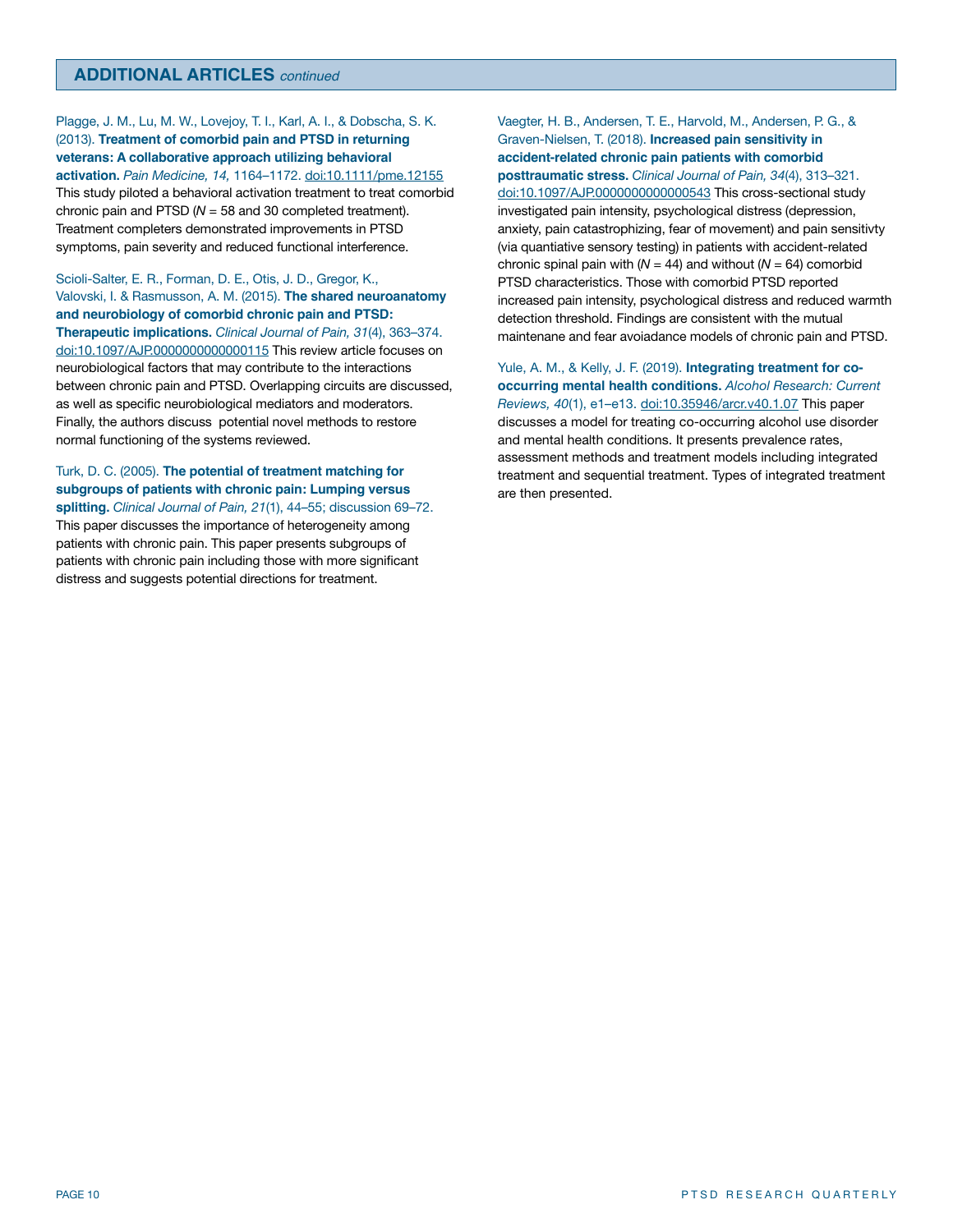## ADDITIONAL ARTICLES *continued*

Plagge, J. M., Lu, M. W., Lovejoy, T. I., Karl, A. I., & Dobscha, S. K. (2013). **Treatment of comorbid pain and PTSD in returning veterans: A collaborative approach utilizing behavioral activation.** *Pain Medicine, 14,* 1164–1172. doi:10.1111/pme.12155 This study piloted a behavioral activation treatment to treat comorbid chronic pain and PTSD (*N* = 58 and 30 completed treatment). Treatment completers demonstrated improvements in PTSD symptoms, pain severity and reduced functional interference.

Scioli-Salter, E. R., Forman, D. E., Otis, J. D., Gregor, K., Valovski, I. & Rasmusson, A. M. (2015). **The shared neuroanatomy and neurobiology of comorbid chronic pain and PTSD: Therapeutic implications.** *Clinical Journal of Pain, 31*(4), 363–374. doi:10.1097/AJP.0000000000000115 This review article focuses on neurobiological factors that may contribute to the interactions between chronic pain and PTSD. Overlapping circuits are discussed, as well as specific neurobiological mediators and moderators. Finally, the authors discuss potential novel methods to restore normal functioning of the systems reviewed.

Turk, D. C. (2005). **The potential of treatment matching for subgroups of patients with chronic pain: Lumping versus splitting.** *Clinical Journal of Pain, 21*(1), 44–55; discussion 69–72. This paper discusses the importance of heterogeneity among patients with chronic pain. This paper presents subgroups of patients with chronic pain including those with more significant distress and suggests potential directions for treatment.

Vaegter, H. B., Andersen, T. E., Harvold, M., Andersen, P. G., & Graven-Nielsen, T. (2018). **Increased pain sensitivity in accident-related chronic pain patients with comorbid posttraumatic stress.** *Clinical Journal of Pain, 34*(4), 313–321. doi:10.1097/AJP.0000000000000543 This cross-sectional study investigated pain intensity, psychological distress (depression, anxiety, pain catastrophizing, fear of movement) and pain sensitivty (via quantiative sensory testing) in patients with accident-related chronic spinal pain with (*N* = 44) and without (*N* = 64) comorbid PTSD characteristics. Those with comorbid PTSD reported increased pain intensity, psychological distress and reduced warmth detection threshold. Findings are consistent with the mutual maintenane and fear avoiadance models of chronic pain and PTSD.

Yule, A. M., & Kelly, J. F. (2019). **Integrating treatment for co-occurring mental health conditions.** *Alcohol Research: Current Reviews, 40*(1), e1–e13. doi:10.35946/arcr.v40.1.07 This paper discusses a model for treating co-occurring alcohol use disorder and mental health conditions. It presents prevalence rates, assessment methods and treatment models including integrated treatment and sequential treatment. Types of integrated treatment are then presented.